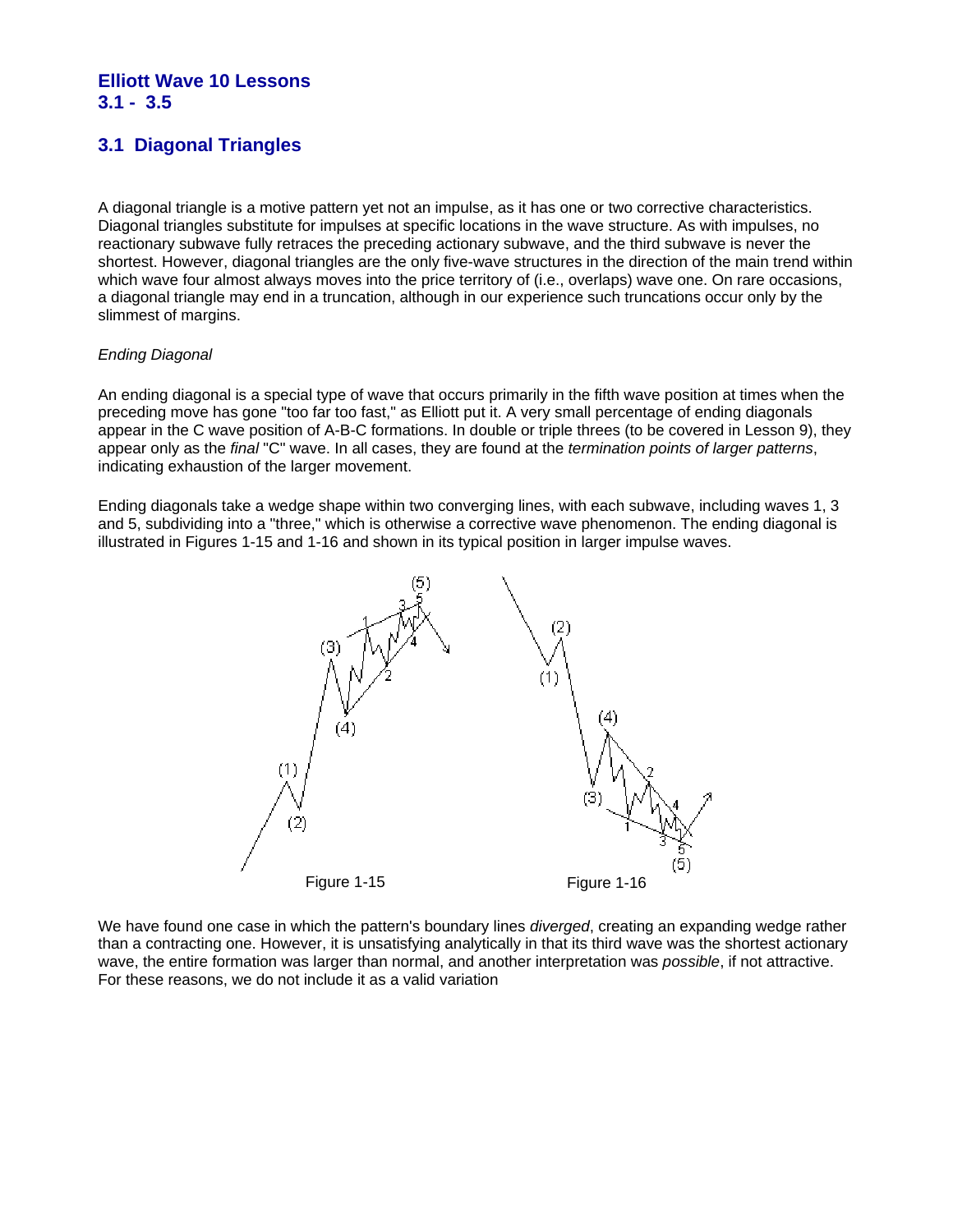## Elliott Wave 10 Lessons
## 3.1 - 3.5

## 3.1 Diagonal Triangles

A diagonal triangle is a motive pattern yet not an impulse, as it has one or two corrective characteristics. Diagonal triangles substitute for impulses at specific locations in the wave structure. As with impulses, no reactionary subwave fully retraces the preceding actionary subwave, and the third subwave is never the shortest. However, diagonal triangles are the only five-wave structures in the direction of the main trend within which wave four almost always moves into the price territory of (i.e., overlaps) wave one. On rare occasions, a diagonal triangle may end in a truncation, although in our experience such truncations occur only by the slimmest of margins.

*Ending Diagonal*

An ending diagonal is a special type of wave that occurs primarily in the fifth wave position at times when the preceding move has gone "too far too fast," as Elliott put it. A very small percentage of ending diagonals appear in the C wave position of A-B-C formations. In double or triple threes (to be covered in Lesson 9), they appear only as the *final* "C" wave. In all cases, they are found at the *termination points of larger patterns*, indicating exhaustion of the larger movement.

Ending diagonals take a wedge shape within two converging lines, with each subwave, including waves 1, 3 and 5, subdividing into a "three," which is otherwise a corrective wave phenomenon. The ending diagonal is illustrated in Figures 1-15 and 1-16 and shown in its typical position in larger impulse waves.

(1) (2) (3) (4) (5) 1 2 3 4 5

Figure 1-15

(1) (2) (3) (4) (5) 1 2 3 4 5

Figure 1-16

We have found one case in which the pattern's boundary lines *diverged*, creating an expanding wedge rather than a contracting one. However, it is unsatisfying analytically in that its third wave was the shortest actionary wave, the entire formation was larger than normal, and another interpretation was *possible*, if not attractive. For these reasons, we do not include it as a valid variation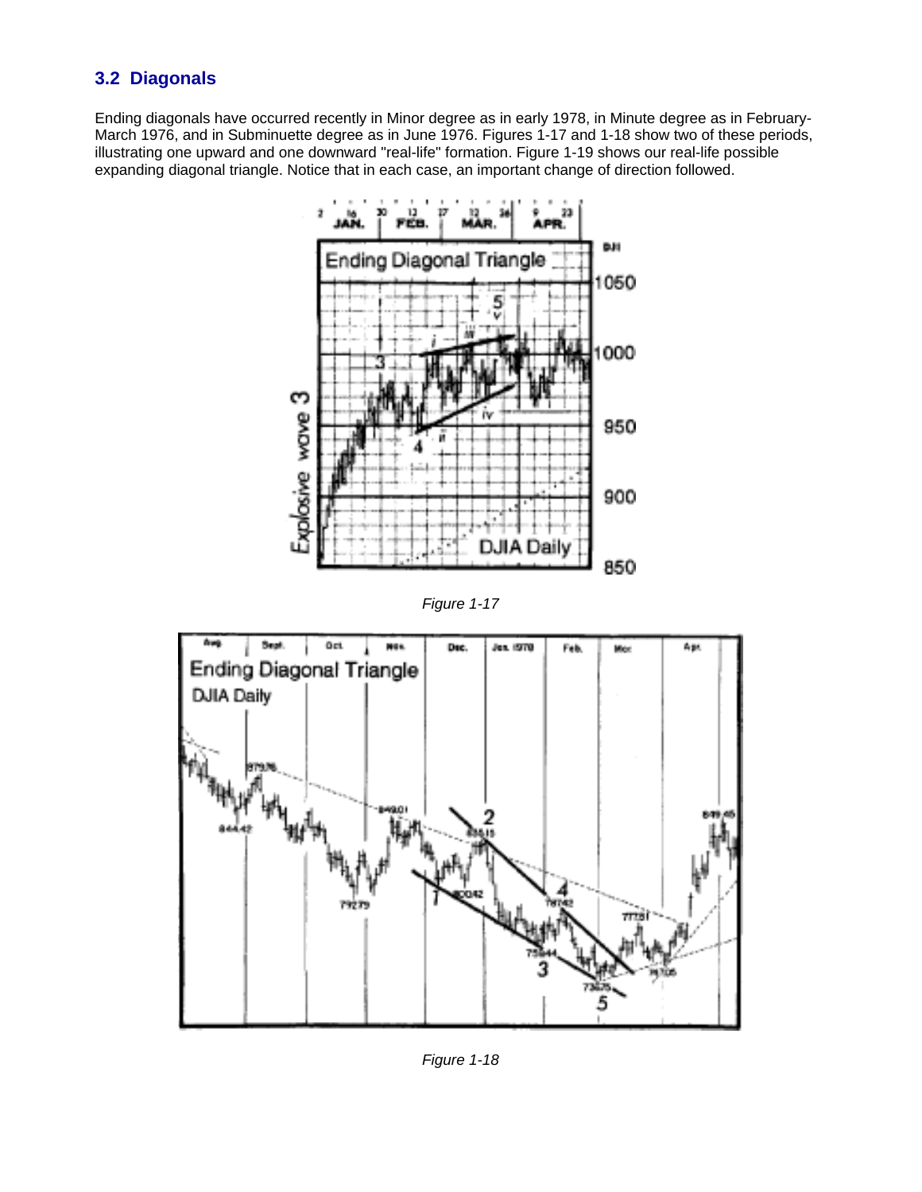## 3.2 Diagonals

Ending diagonals have occurred recently in Minor degree as in early 1978, in Minute degree as in February-March 1976, and in Subminuette degree as in June 1976. Figures 1-17 and 1-18 show two of these periods, illustrating one upward and one downward "real-life" formation. Figure 1-19 shows our real-life possible expanding diagonal triangle. Notice that in each case, an important change of direction followed.

*Figure 1-17*

*Figure 1-18*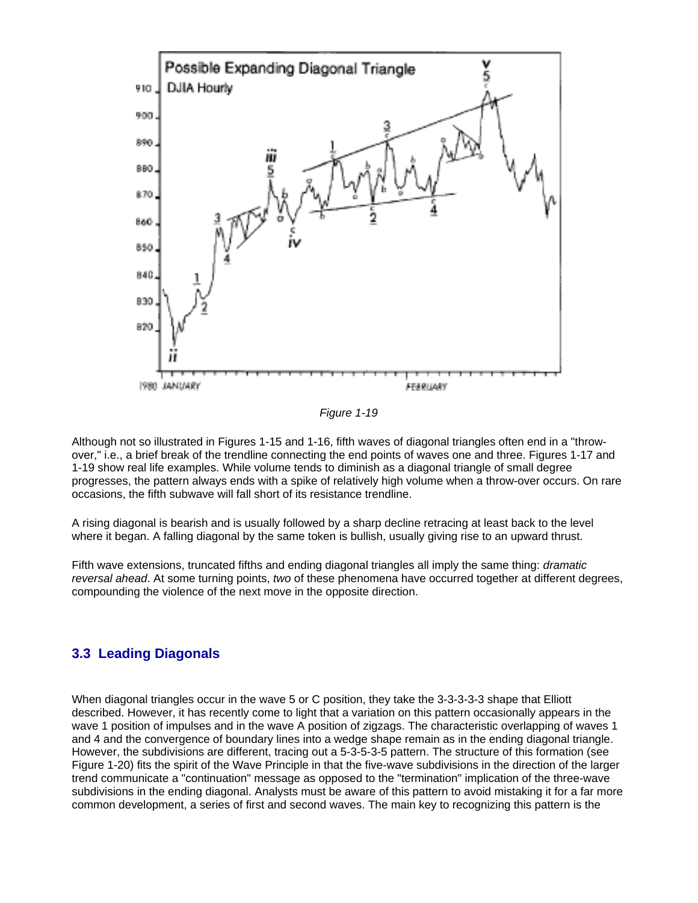*Figure 1-19*

Although not so illustrated in Figures 1-15 and 1-16, fifth waves of diagonal triangles often end in a "throw-over," i.e., a brief break of the trendline connecting the end points of waves one and three. Figures 1-17 and 1-19 show real life examples. While volume tends to diminish as a diagonal triangle of small degree progresses, the pattern always ends with a spike of relatively high volume when a throw-over occurs. On rare occasions, the fifth subwave will fall short of its resistance trendline.

A rising diagonal is bearish and is usually followed by a sharp decline retracing at least back to the level where it began. A falling diagonal by the same token is bullish, usually giving rise to an upward thrust.

Fifth wave extensions, truncated fifths and ending diagonal triangles all imply the same thing: *dramatic reversal ahead*. At some turning points, *two* of these phenomena have occurred together at different degrees, compounding the violence of the next move in the opposite direction.

## 3.3 Leading Diagonals

When diagonal triangles occur in the wave 5 or C position, they take the 3-3-3-3-3 shape that Elliott described. However, it has recently come to light that a variation on this pattern occasionally appears in the wave 1 position of impulses and in the wave A position of zigzags. The characteristic overlapping of waves 1 and 4 and the convergence of boundary lines into a wedge shape remain as in the ending diagonal triangle. However, the subdivisions are different, tracing out a 5-3-5-3-5 pattern. The structure of this formation (see Figure 1-20) fits the spirit of the Wave Principle in that the five-wave subdivisions in the direction of the larger trend communicate a "continuation" message as opposed to the "termination" implication of the three-wave subdivisions in the ending diagonal. Analysts must be aware of this pattern to avoid mistaking it for a far more common development, a series of first and second waves. The main key to recognizing this pattern is the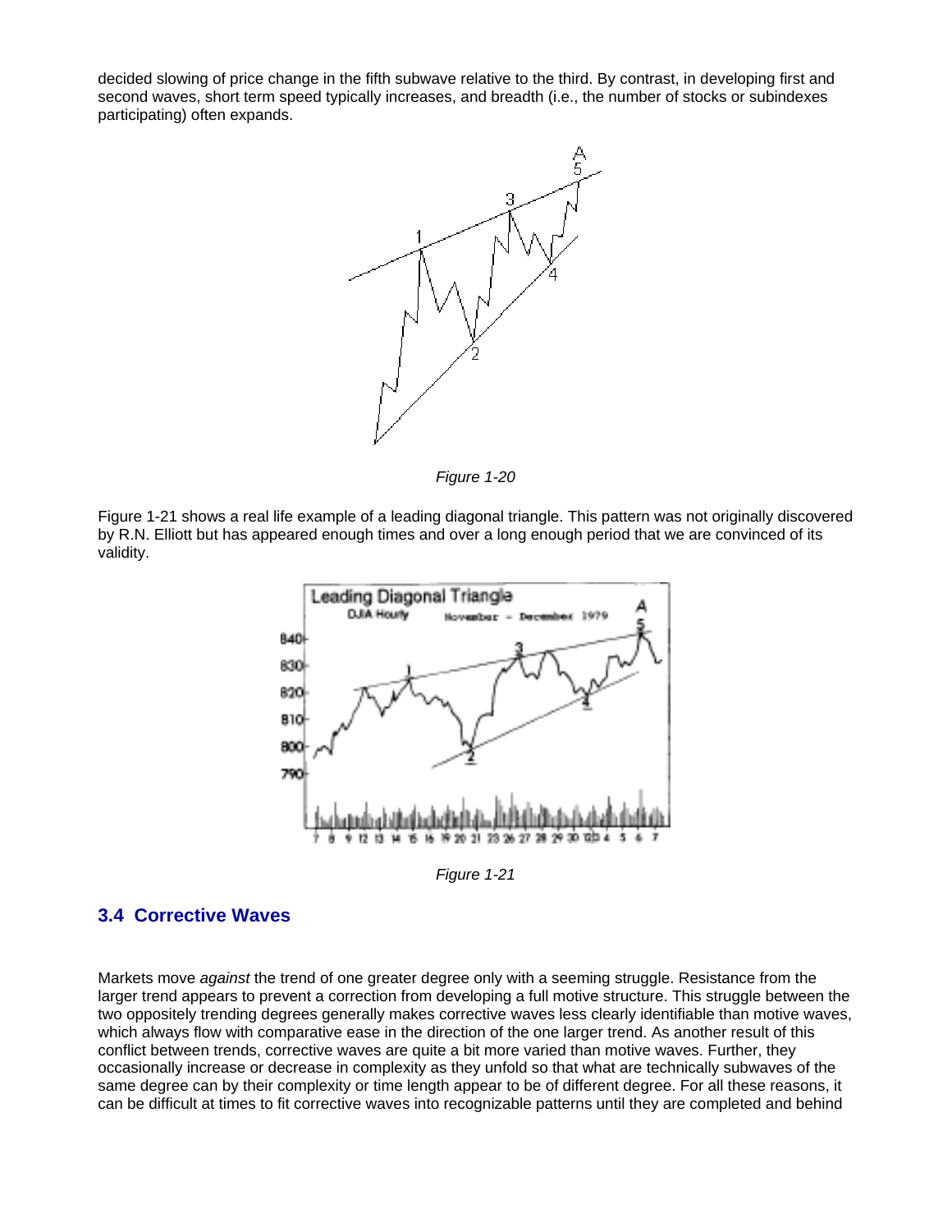decided slowing of price change in the fifth subwave relative to the third. By contrast, in developing first and second waves, short term speed typically increases, and breadth (i.e., the number of stocks or subindexes participating) often expands.

*Figure 1-20*

Figure 1-21 shows a real life example of a leading diagonal triangle. This pattern was not originally discovered by R.N. Elliott but has appeared enough times and over a long enough period that we are convinced of its validity.

*Figure 1-21*

## 3.4 Corrective Waves

Markets move *against* the trend of one greater degree only with a seeming struggle. Resistance from the larger trend appears to prevent a correction from developing a full motive structure. This struggle between the two oppositely trending degrees generally makes corrective waves less clearly identifiable than motive waves, which always flow with comparative ease in the direction of the one larger trend. As another result of this conflict between trends, corrective waves are quite a bit more varied than motive waves. Further, they occasionally increase or decrease in complexity as they unfold so that what are technically subwaves of the same degree can by their complexity or time length appear to be of different degree. For all these reasons, it can be difficult at times to fit corrective waves into recognizable patterns until they are completed and behind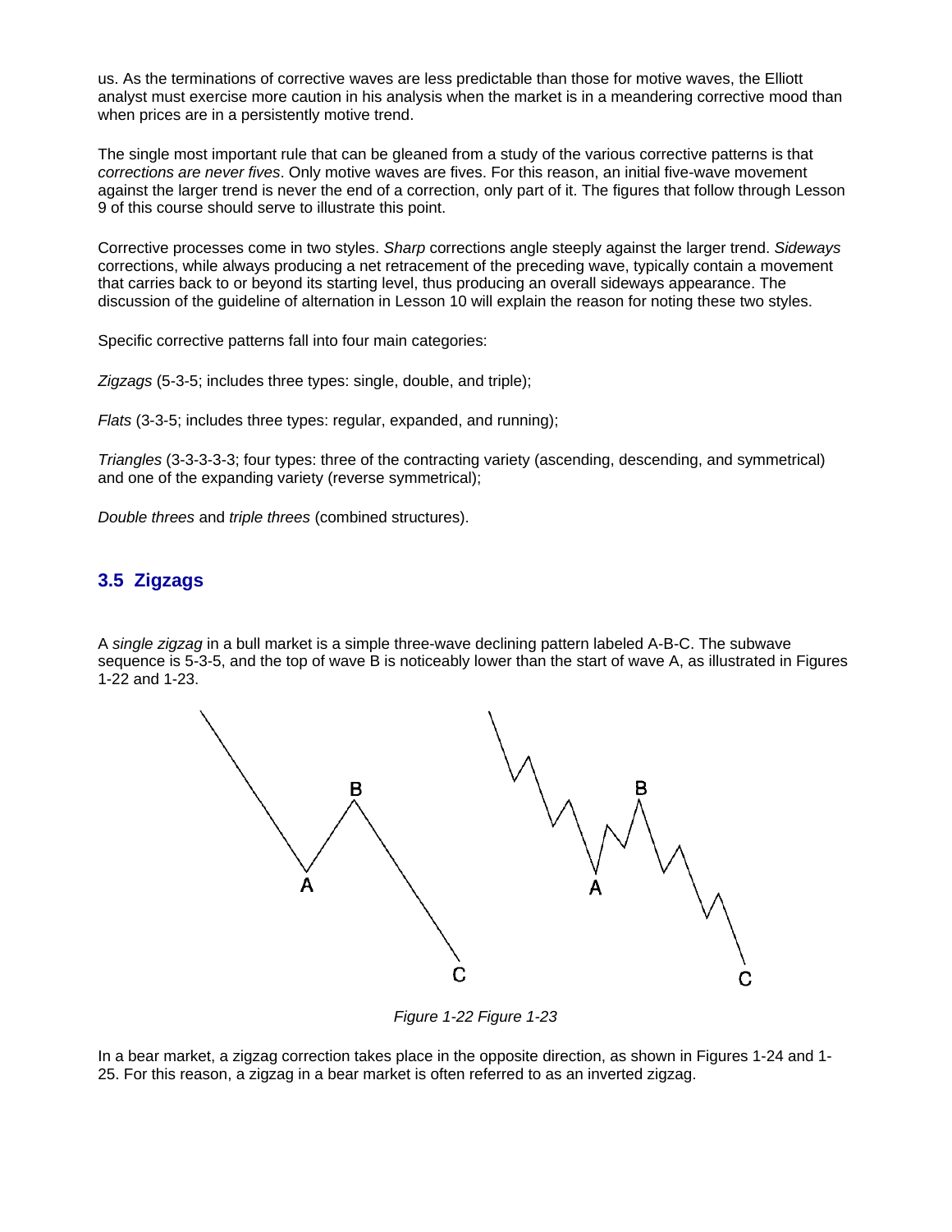us. As the terminations of corrective waves are less predictable than those for motive waves, the Elliott analyst must exercise more caution in his analysis when the market is in a meandering corrective mood than when prices are in a persistently motive trend.

The single most important rule that can be gleaned from a study of the various corrective patterns is that *corrections are never fives*. Only motive waves are fives. For this reason, an initial five-wave movement against the larger trend is never the end of a correction, only part of it. The figures that follow through Lesson 9 of this course should serve to illustrate this point.

Corrective processes come in two styles. *Sharp* corrections angle steeply against the larger trend. *Sideways* corrections, while always producing a net retracement of the preceding wave, typically contain a movement that carries back to or beyond its starting level, thus producing an overall sideways appearance. The discussion of the guideline of alternation in Lesson 10 will explain the reason for noting these two styles.

Specific corrective patterns fall into four main categories:

*Zigzags* (5-3-5; includes three types: single, double, and triple);

*Flats* (3-3-5; includes three types: regular, expanded, and running);

*Triangles* (3-3-3-3-3; four types: three of the contracting variety (ascending, descending, and symmetrical) and one of the expanding variety (reverse symmetrical);

*Double threes* and *triple threes* (combined structures).

## 3.5 Zigzags

A *single zigzag* in a bull market is a simple three-wave declining pattern labeled A-B-C. The subwave sequence is 5-3-5, and the top of wave B is noticeably lower than the start of wave A, as illustrated in Figures 1-22 and 1-23.

*Figure 1-22 Figure 1-23*

In a bear market, a zigzag correction takes place in the opposite direction, as shown in Figures 1-24 and 1-25. For this reason, a zigzag in a bear market is often referred to as an inverted zigzag.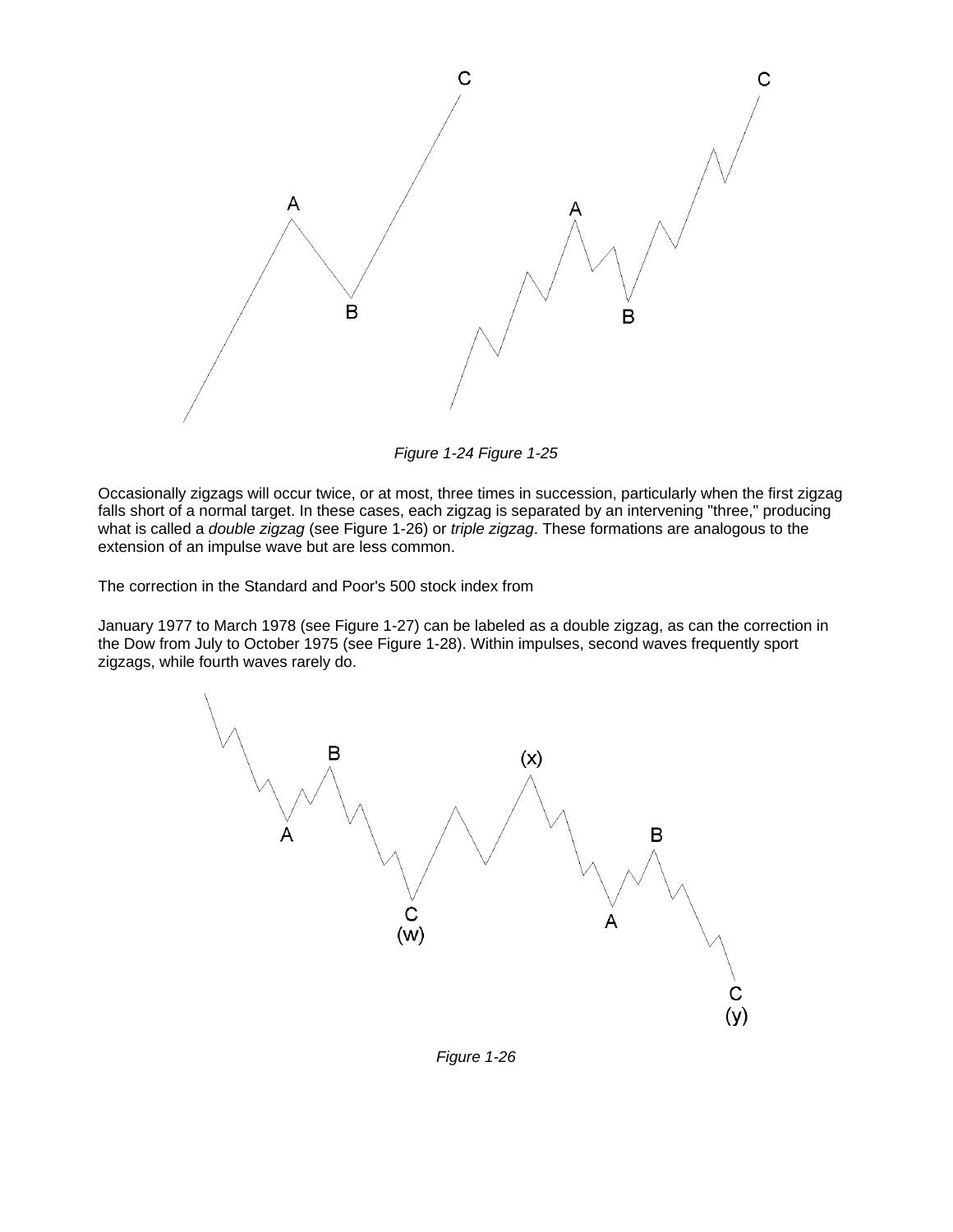Figure 1-24 Figure 1-25

Occasionally zigzags will occur twice, or at most, three times in succession, particularly when the first zigzag falls short of a normal target. In these cases, each zigzag is separated by an intervening "three," producing what is called a *double zigzag* (see Figure 1-26) or *triple zigzag*. These formations are analogous to the extension of an impulse wave but are less common.

The correction in the Standard and Poor's 500 stock index from

January 1977 to March 1978 (see Figure 1-27) can be labeled as a double zigzag, as can the correction in the Dow from July to October 1975 (see Figure 1-28). Within impulses, second waves frequently sport zigzags, while fourth waves rarely do.

*Figure 1-26*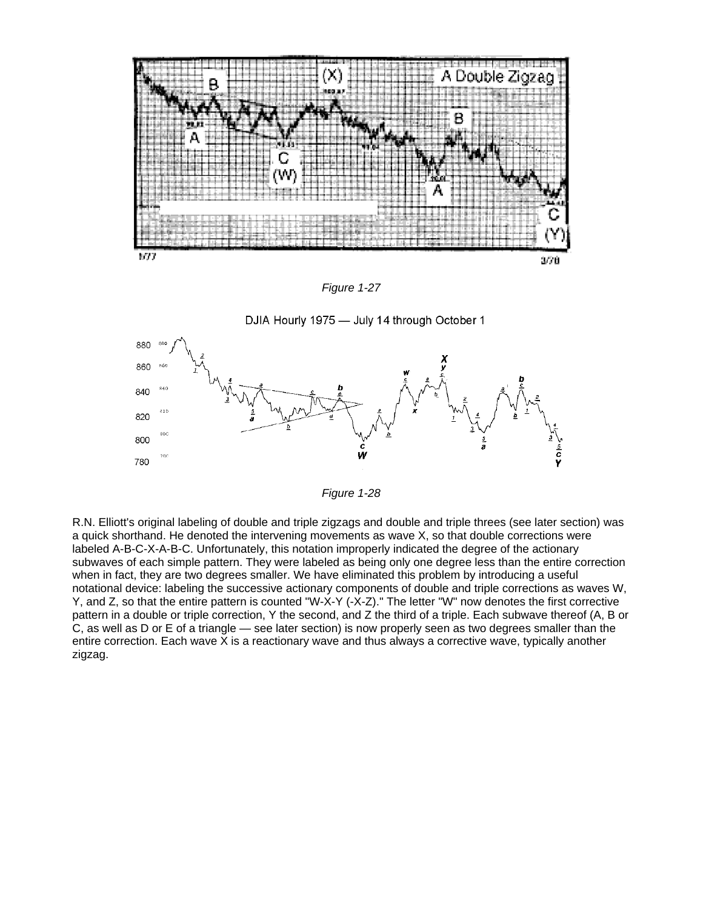A Double Zigzag

B

(X)

B

A

C

(W)

A

C

(Y)

1/77

3/78

*Figure 1-27*

DJIA Hourly 1975 — July 14 through October 1

880

860

840

820

800

780

*Figure 1-28*

R.N. Elliott's original labeling of double and triple zigzags and double and triple threes (see later section) was a quick shorthand. He denoted the intervening movements as wave X, so that double corrections were labeled A-B-C-X-A-B-C. Unfortunately, this notation improperly indicated the degree of the actionary subwaves of each simple pattern. They were labeled as being only one degree less than the entire correction when in fact, they are two degrees smaller. We have eliminated this problem by introducing a useful notational device: labeling the successive actionary components of double and triple corrections as waves W, Y, and Z, so that the entire pattern is counted "W-X-Y (-X-Z)." The letter "W" now denotes the first corrective pattern in a double or triple correction, Y the second, and Z the third of a triple. Each subwave thereof (A, B or C, as well as D or E of a triangle — see later section) is now properly seen as two degrees smaller than the entire correction. Each wave X is a reactionary wave and thus always a corrective wave, typically another zigzag.